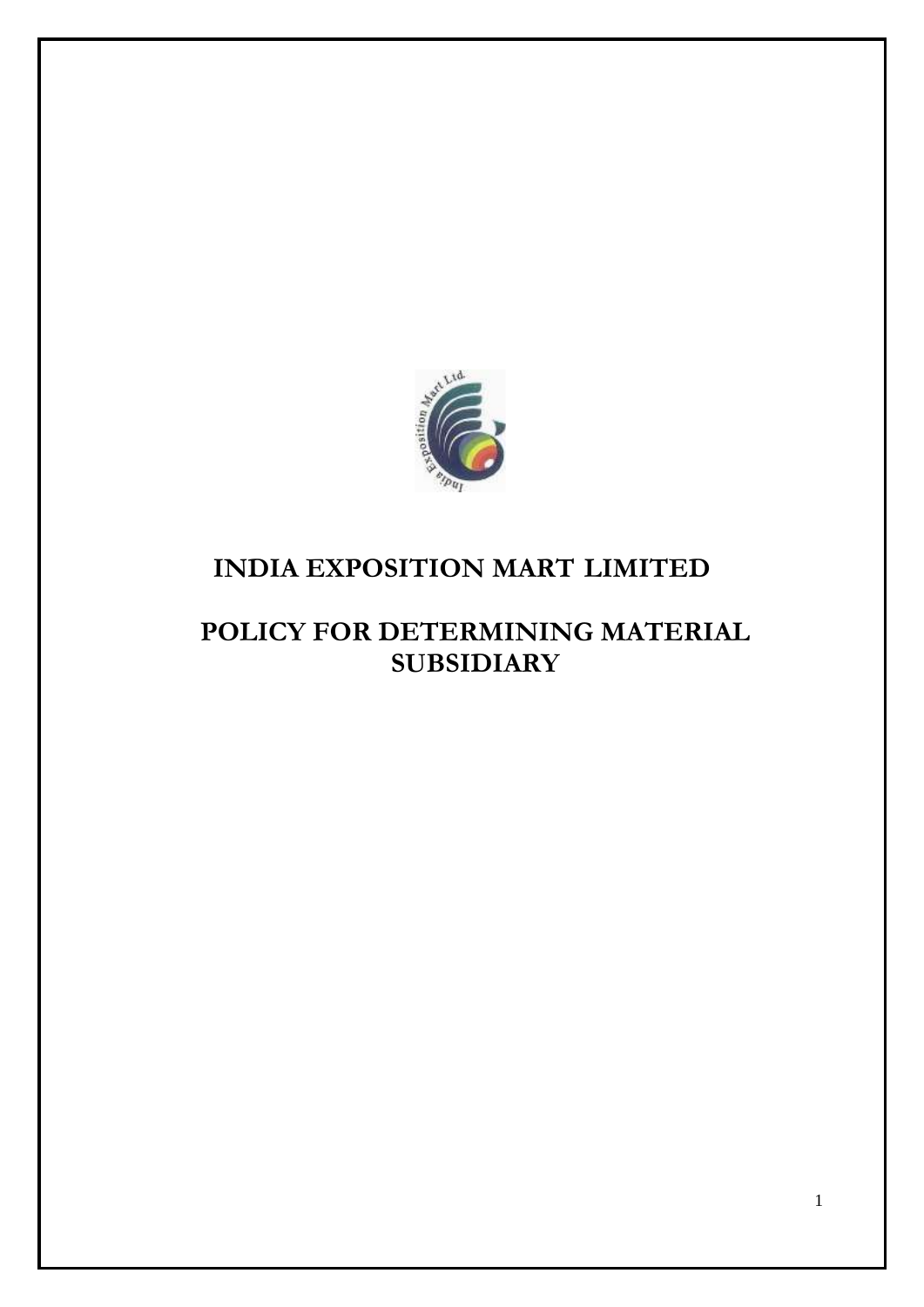# INDIA EXPOSITION MART LIMITED

## POLICY FOR DETERMINING MATERIAL SUBSIDIARY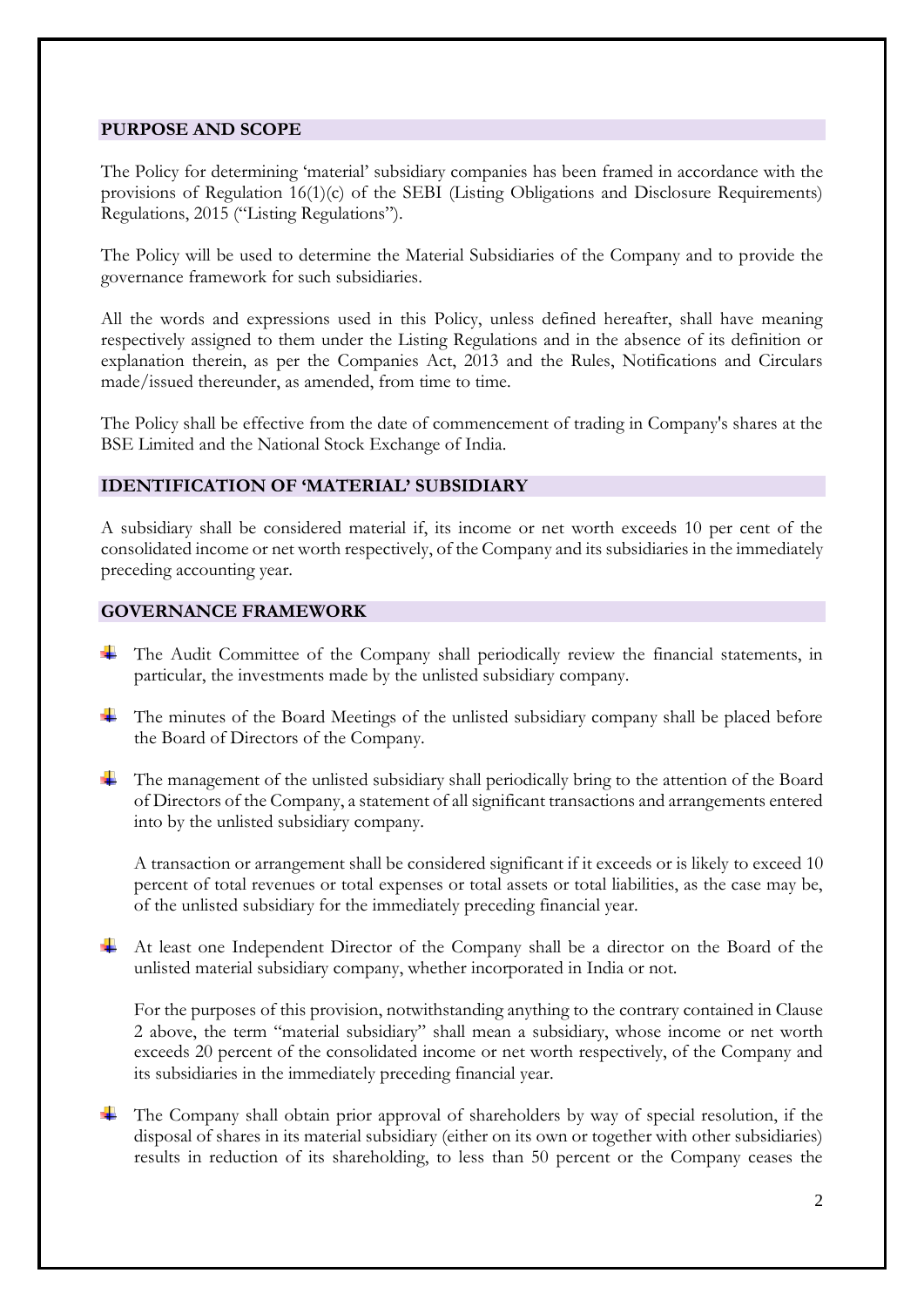## PURPOSE AND SCOPE

The Policy for determining 'material' subsidiary companies has been framed in accordance with the provisions of Regulation 16(1)(c) of the SEBI (Listing Obligations and Disclosure Requirements) Regulations, 2015 ("Listing Regulations").

The Policy will be used to determine the Material Subsidiaries of the Company and to provide the governance framework for such subsidiaries.

All the words and expressions used in this Policy, unless defined hereafter, shall have meaning respectively assigned to them under the Listing Regulations and in the absence of its definition or explanation therein, as per the Companies Act, 2013 and the Rules, Notifications and Circulars made/issued thereunder, as amended, from time to time.

The Policy shall be effective from the date of commencement of trading in Company's shares at the BSE Limited and the National Stock Exchange of India.

## IDENTIFICATION OF 'MATERIAL' SUBSIDIARY

A subsidiary shall be considered material if, its income or net worth exceeds 10 per cent of the consolidated income or net worth respectively, of the Company and its subsidiaries in the immediately preceding accounting year.

## GOVERNANCE FRAMEWORK

- The Audit Committee of the Company shall periodically review the financial statements, in particular, the investments made by the unlisted subsidiary company.
- The minutes of the Board Meetings of the unlisted subsidiary company shall be placed before the Board of Directors of the Company.
- The management of the unlisted subsidiary shall periodically bring to the attention of the Board of Directors of the Company, a statement of all significant transactions and arrangements entered into by the unlisted subsidiary company.

  A transaction or arrangement shall be considered significant if it exceeds or is likely to exceed 10 percent of total revenues or total expenses or total assets or total liabilities, as the case may be, of the unlisted subsidiary for the immediately preceding financial year.
- At least one Independent Director of the Company shall be a director on the Board of the unlisted material subsidiary company, whether incorporated in India or not.

  For the purposes of this provision, notwithstanding anything to the contrary contained in Clause 2 above, the term "material subsidiary" shall mean a subsidiary, whose income or net worth exceeds 20 percent of the consolidated income or net worth respectively, of the Company and its subsidiaries in the immediately preceding financial year.
- The Company shall obtain prior approval of shareholders by way of special resolution, if the disposal of shares in its material subsidiary (either on its own or together with other subsidiaries) results in reduction of its shareholding, to less than 50 percent or the Company ceases the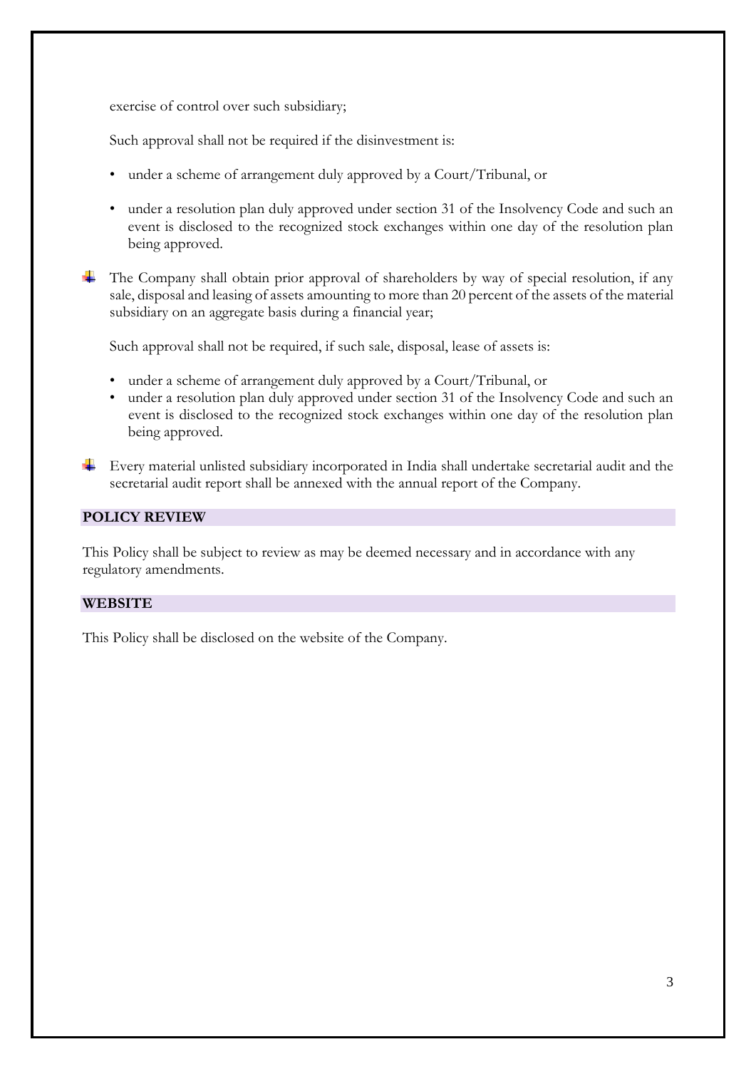exercise of control over such subsidiary;

Such approval shall not be required if the disinvestment is:

- under a scheme of arrangement duly approved by a Court/Tribunal, or
- under a resolution plan duly approved under section 31 of the Insolvency Code and such an event is disclosed to the recognized stock exchanges within one day of the resolution plan being approved.

- The Company shall obtain prior approval of shareholders by way of special resolution, if any sale, disposal and leasing of assets amounting to more than 20 percent of the assets of the material subsidiary on an aggregate basis during a financial year;

  Such approval shall not be required, if such sale, disposal, lease of assets is:

  - under a scheme of arrangement duly approved by a Court/Tribunal, or
  - under a resolution plan duly approved under section 31 of the Insolvency Code and such an event is disclosed to the recognized stock exchanges within one day of the resolution plan being approved.

- Every material unlisted subsidiary incorporated in India shall undertake secretarial audit and the secretarial audit report shall be annexed with the annual report of the Company.

## POLICY REVIEW

This Policy shall be subject to review as may be deemed necessary and in accordance with any regulatory amendments.

## WEBSITE

This Policy shall be disclosed on the website of the Company.